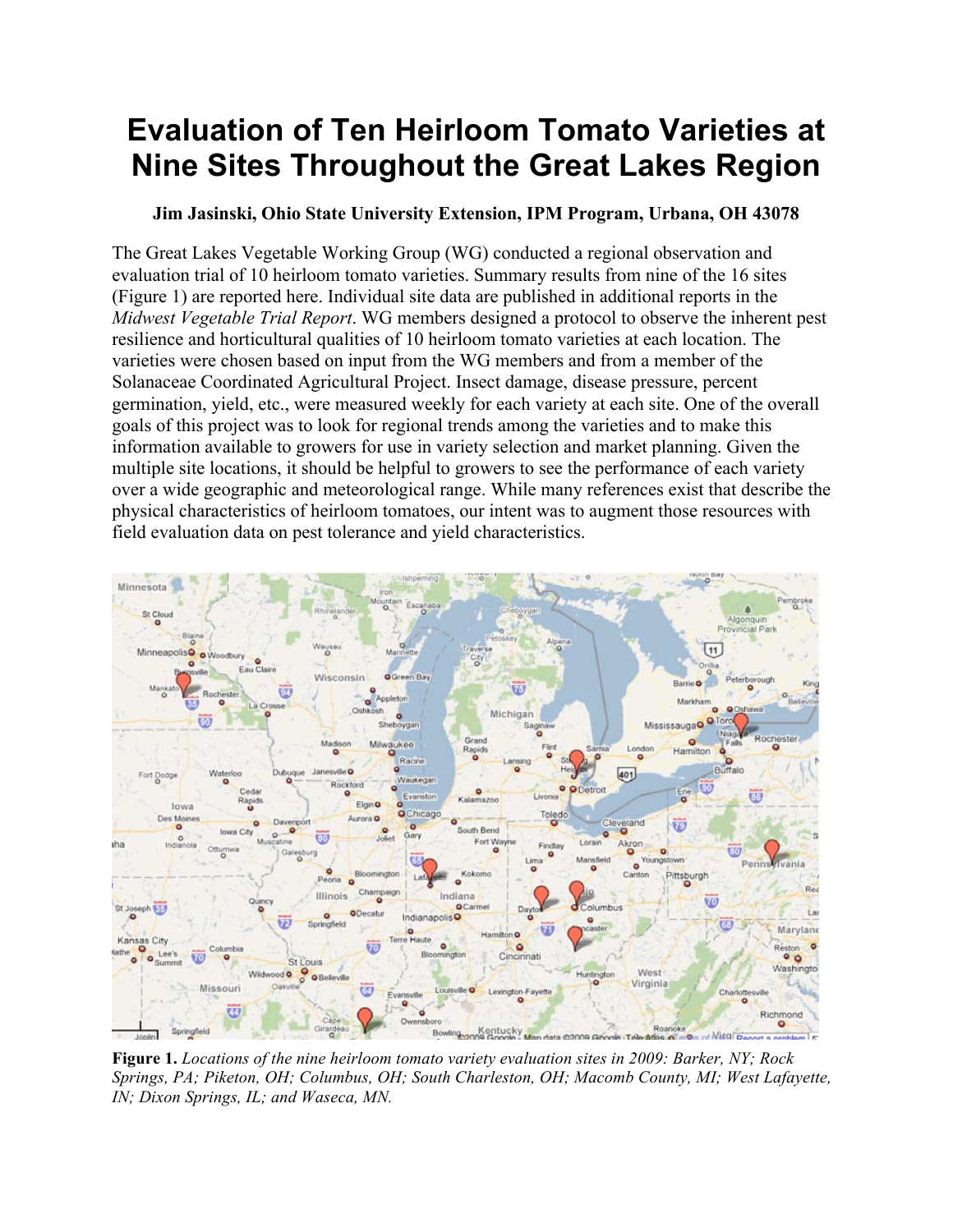# Evaluation of Ten Heirloom Tomato Varieties at Nine Sites Throughout the Great Lakes Region

**Jim Jasinski, Ohio State University Extension, IPM Program, Urbana, OH 43078**

The Great Lakes Vegetable Working Group (WG) conducted a regional observation and evaluation trial of 10 heirloom tomato varieties. Summary results from nine of the 16 sites (Figure 1) are reported here. Individual site data are published in additional reports in the *Midwest Vegetable Trial Report*. WG members designed a protocol to observe the inherent pest resilience and horticultural qualities of 10 heirloom tomato varieties at each location. The varieties were chosen based on input from the WG members and from a member of the Solanaceae Coordinated Agricultural Project. Insect damage, disease pressure, percent germination, yield, etc., were measured weekly for each variety at each site. One of the overall goals of this project was to look for regional trends among the varieties and to make this information available to growers for use in variety selection and market planning. Given the multiple site locations, it should be helpful to growers to see the performance of each variety over a wide geographic and meteorological range. While many references exist that describe the physical characteristics of heirloom tomatoes, our intent was to augment those resources with field evaluation data on pest tolerance and yield characteristics.

**Figure 1.** *Locations of the nine heirloom tomato variety evaluation sites in 2009: Barker, NY; Rock Springs, PA; Piketon, OH; Columbus, OH; South Charleston, OH; Macomb County, MI; West Lafayette, IN; Dixon Springs, IL; and Waseca, MN.*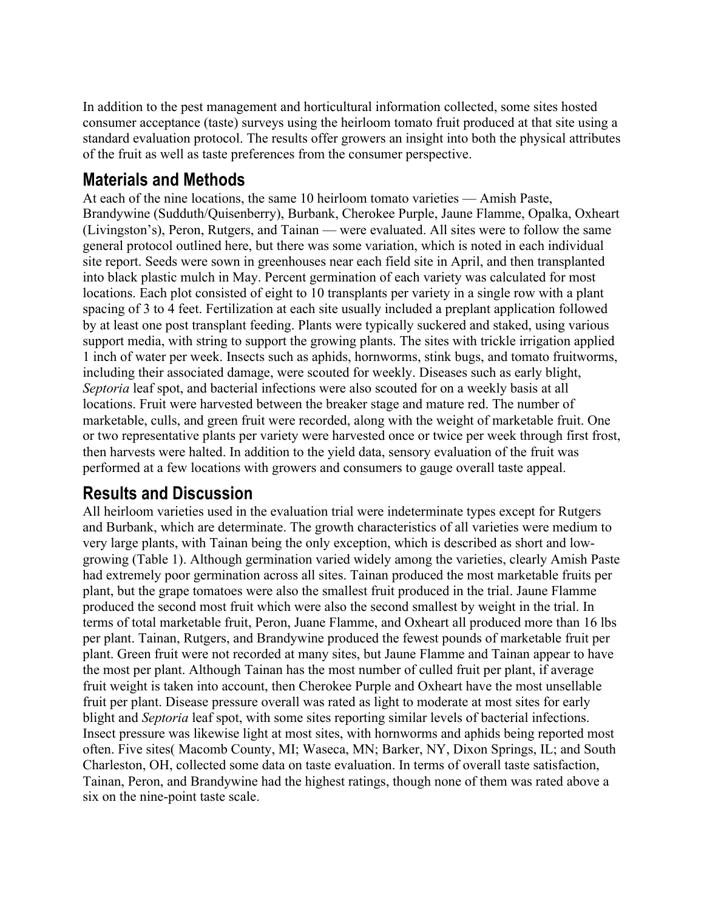In addition to the pest management and horticultural information collected, some sites hosted consumer acceptance (taste) surveys using the heirloom tomato fruit produced at that site using a standard evaluation protocol. The results offer growers an insight into both the physical attributes of the fruit as well as taste preferences from the consumer perspective.

## Materials and Methods

At each of the nine locations, the same 10 heirloom tomato varieties — Amish Paste, Brandywine (Sudduth/Quisenberry), Burbank, Cherokee Purple, Jaune Flamme, Opalka, Oxheart (Livingston's), Peron, Rutgers, and Tainan — were evaluated. All sites were to follow the same general protocol outlined here, but there was some variation, which is noted in each individual site report. Seeds were sown in greenhouses near each field site in April, and then transplanted into black plastic mulch in May. Percent germination of each variety was calculated for most locations. Each plot consisted of eight to 10 transplants per variety in a single row with a plant spacing of 3 to 4 feet. Fertilization at each site usually included a preplant application followed by at least one post transplant feeding. Plants were typically suckered and staked, using various support media, with string to support the growing plants. The sites with trickle irrigation applied 1 inch of water per week. Insects such as aphids, hornworms, stink bugs, and tomato fruitworms, including their associated damage, were scouted for weekly. Diseases such as early blight, *Septoria* leaf spot, and bacterial infections were also scouted for on a weekly basis at all locations. Fruit were harvested between the breaker stage and mature red. The number of marketable, culls, and green fruit were recorded, along with the weight of marketable fruit. One or two representative plants per variety were harvested once or twice per week through first frost, then harvests were halted. In addition to the yield data, sensory evaluation of the fruit was performed at a few locations with growers and consumers to gauge overall taste appeal.

## Results and Discussion

All heirloom varieties used in the evaluation trial were indeterminate types except for Rutgers and Burbank, which are determinate. The growth characteristics of all varieties were medium to very large plants, with Tainan being the only exception, which is described as short and low-growing (Table 1). Although germination varied widely among the varieties, clearly Amish Paste had extremely poor germination across all sites. Tainan produced the most marketable fruits per plant, but the grape tomatoes were also the smallest fruit produced in the trial. Jaune Flamme produced the second most fruit which were also the second smallest by weight in the trial. In terms of total marketable fruit, Peron, Juane Flamme, and Oxheart all produced more than 16 lbs per plant. Tainan, Rutgers, and Brandywine produced the fewest pounds of marketable fruit per plant. Green fruit were not recorded at many sites, but Jaune Flamme and Tainan appear to have the most per plant. Although Tainan has the most number of culled fruit per plant, if average fruit weight is taken into account, then Cherokee Purple and Oxheart have the most unsellable fruit per plant. Disease pressure overall was rated as light to moderate at most sites for early blight and *Septoria* leaf spot, with some sites reporting similar levels of bacterial infections. Insect pressure was likewise light at most sites, with hornworms and aphids being reported most often. Five sites( Macomb County, MI; Waseca, MN; Barker, NY, Dixon Springs, IL; and South Charleston, OH, collected some data on taste evaluation. In terms of overall taste satisfaction, Tainan, Peron, and Brandywine had the highest ratings, though none of them was rated above a six on the nine-point taste scale.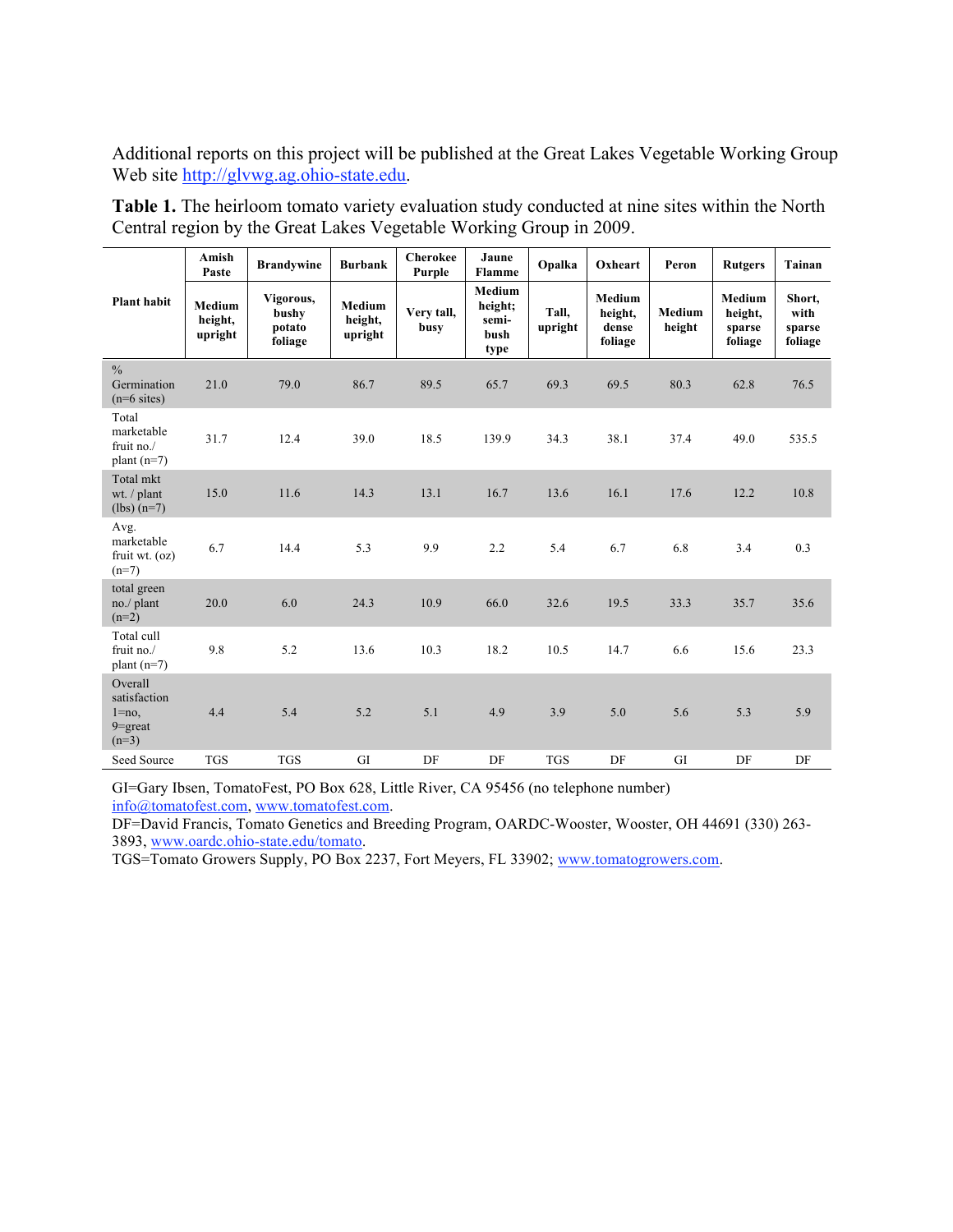Additional reports on this project will be published at the Great Lakes Vegetable Working Group Web site http://glvwg.ag.ohio-state.edu.

**Table 1.** The heirloom tomato variety evaluation study conducted at nine sites within the North Central region by the Great Lakes Vegetable Working Group in 2009.

| | Amish Paste | Brandywine | Burbank | Cherokee Purple | Jaune Flamme | Opalka | Oxheart | Peron | Rutgers | Tainan |
|---|---|---|---|---|---|---|---|---|---|---|
| **Plant habit** | **Medium height, upright** | **Vigorous, bushy potato foliage** | **Medium height, upright** | **Very tall, busy** | **Medium height; semi-bush type** | **Tall, upright** | **Medium height, dense foliage** | **Medium height** | **Medium height, sparse foliage** | **Short, with sparse foliage** |
| % Germination (n=6 sites) | 21.0 | 79.0 | 86.7 | 89.5 | 65.7 | 69.3 | 69.5 | 80.3 | 62.8 | 76.5 |
| Total marketable fruit no./ plant (n=7) | 31.7 | 12.4 | 39.0 | 18.5 | 139.9 | 34.3 | 38.1 | 37.4 | 49.0 | 535.5 |
| Total mkt wt. / plant (lbs) (n=7) | 15.0 | 11.6 | 14.3 | 13.1 | 16.7 | 13.6 | 16.1 | 17.6 | 12.2 | 10.8 |
| Avg. marketable fruit wt. (oz) (n=7) | 6.7 | 14.4 | 5.3 | 9.9 | 2.2 | 5.4 | 6.7 | 6.8 | 3.4 | 0.3 |
| total green no./ plant (n=2) | 20.0 | 6.0 | 24.3 | 10.9 | 66.0 | 32.6 | 19.5 | 33.3 | 35.7 | 35.6 |
| Total cull fruit no./ plant (n=7) | 9.8 | 5.2 | 13.6 | 10.3 | 18.2 | 10.5 | 14.7 | 6.6 | 15.6 | 23.3 |
| Overall satisfaction 1=no, 9=great (n=3) | 4.4 | 5.4 | 5.2 | 5.1 | 4.9 | 3.9 | 5.0 | 5.6 | 5.3 | 5.9 |
| Seed Source | TGS | TGS | GI | DF | DF | TGS | DF | GI | DF | DF |

GI=Gary Ibsen, TomatoFest, PO Box 628, Little River, CA 95456 (no telephone number) info@tomatofest.com, www.tomatofest.com.
DF=David Francis, Tomato Genetics and Breeding Program, OARDC-Wooster, Wooster, OH 44691 (330) 263-3893, www.oardc.ohio-state.edu/tomato.
TGS=Tomato Growers Supply, PO Box 2237, Fort Meyers, FL 33902; www.tomatogrowers.com.